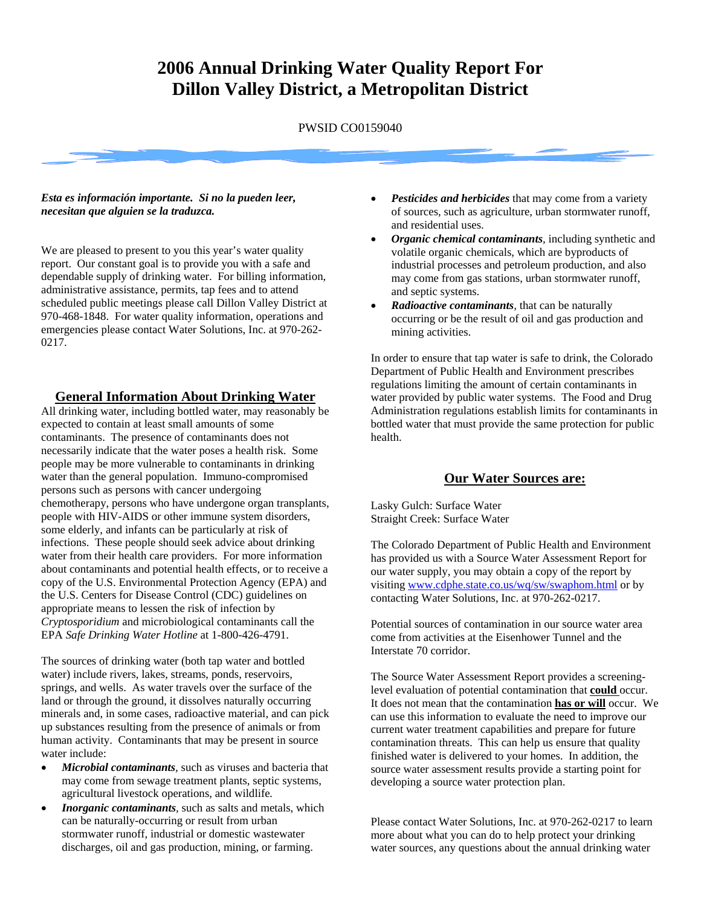# 2006 Annual Drinking Water Quality Report For Dillon Valley District, a Metropolitan District

PWSID CO0159040

***Esta es información importante. Si no la pueden leer, necesitan que alguien se la traduzca.***

We are pleased to present to you this year's water quality report. Our constant goal is to provide you with a safe and dependable supply of drinking water. For billing information, administrative assistance, permits, tap fees and to attend scheduled public meetings please call Dillon Valley District at 970-468-1848. For water quality information, operations and emergencies please contact Water Solutions, Inc. at 970-262-0217.

## General Information About Drinking Water

All drinking water, including bottled water, may reasonably be expected to contain at least small amounts of some contaminants. The presence of contaminants does not necessarily indicate that the water poses a health risk. Some people may be more vulnerable to contaminants in drinking water than the general population. Immuno-compromised persons such as persons with cancer undergoing chemotherapy, persons who have undergone organ transplants, people with HIV-AIDS or other immune system disorders, some elderly, and infants can be particularly at risk of infections. These people should seek advice about drinking water from their health care providers. For more information about contaminants and potential health effects, or to receive a copy of the U.S. Environmental Protection Agency (EPA) and the U.S. Centers for Disease Control (CDC) guidelines on appropriate means to lessen the risk of infection by *Cryptosporidium* and microbiological contaminants call the EPA *Safe Drinking Water Hotline* at 1-800-426-4791.

The sources of drinking water (both tap water and bottled water) include rivers, lakes, streams, ponds, reservoirs, springs, and wells. As water travels over the surface of the land or through the ground, it dissolves naturally occurring minerals and, in some cases, radioactive material, and can pick up substances resulting from the presence of animals or from human activity. Contaminants that may be present in source water include:

- ***Microbial contaminants***, such as viruses and bacteria that may come from sewage treatment plants, septic systems, agricultural livestock operations, and wildlife.
- ***Inorganic contaminants***, such as salts and metals, which can be naturally-occurring or result from urban stormwater runoff, industrial or domestic wastewater discharges, oil and gas production, mining, or farming.
- ***Pesticides and herbicides*** that may come from a variety of sources, such as agriculture, urban stormwater runoff, and residential uses.
- ***Organic chemical contaminants***, including synthetic and volatile organic chemicals, which are byproducts of industrial processes and petroleum production, and also may come from gas stations, urban stormwater runoff, and septic systems.
- ***Radioactive contaminants***, that can be naturally occurring or be the result of oil and gas production and mining activities.

In order to ensure that tap water is safe to drink, the Colorado Department of Public Health and Environment prescribes regulations limiting the amount of certain contaminants in water provided by public water systems. The Food and Drug Administration regulations establish limits for contaminants in bottled water that must provide the same protection for public health.

## Our Water Sources are:

Lasky Gulch: Surface Water
Straight Creek: Surface Water

The Colorado Department of Public Health and Environment has provided us with a Source Water Assessment Report for our water supply, you may obtain a copy of the report by visiting www.cdphe.state.co.us/wq/sw/swaphom.html or by contacting Water Solutions, Inc. at 970-262-0217.

Potential sources of contamination in our source water area come from activities at the Eisenhower Tunnel and the Interstate 70 corridor.

The Source Water Assessment Report provides a screening-level evaluation of potential contamination that **could** occur. It does not mean that the contamination **has or will** occur. We can use this information to evaluate the need to improve our current water treatment capabilities and prepare for future contamination threats. This can help us ensure that quality finished water is delivered to your homes. In addition, the source water assessment results provide a starting point for developing a source water protection plan.

Please contact Water Solutions, Inc. at 970-262-0217 to learn more about what you can do to help protect your drinking water sources, any questions about the annual drinking water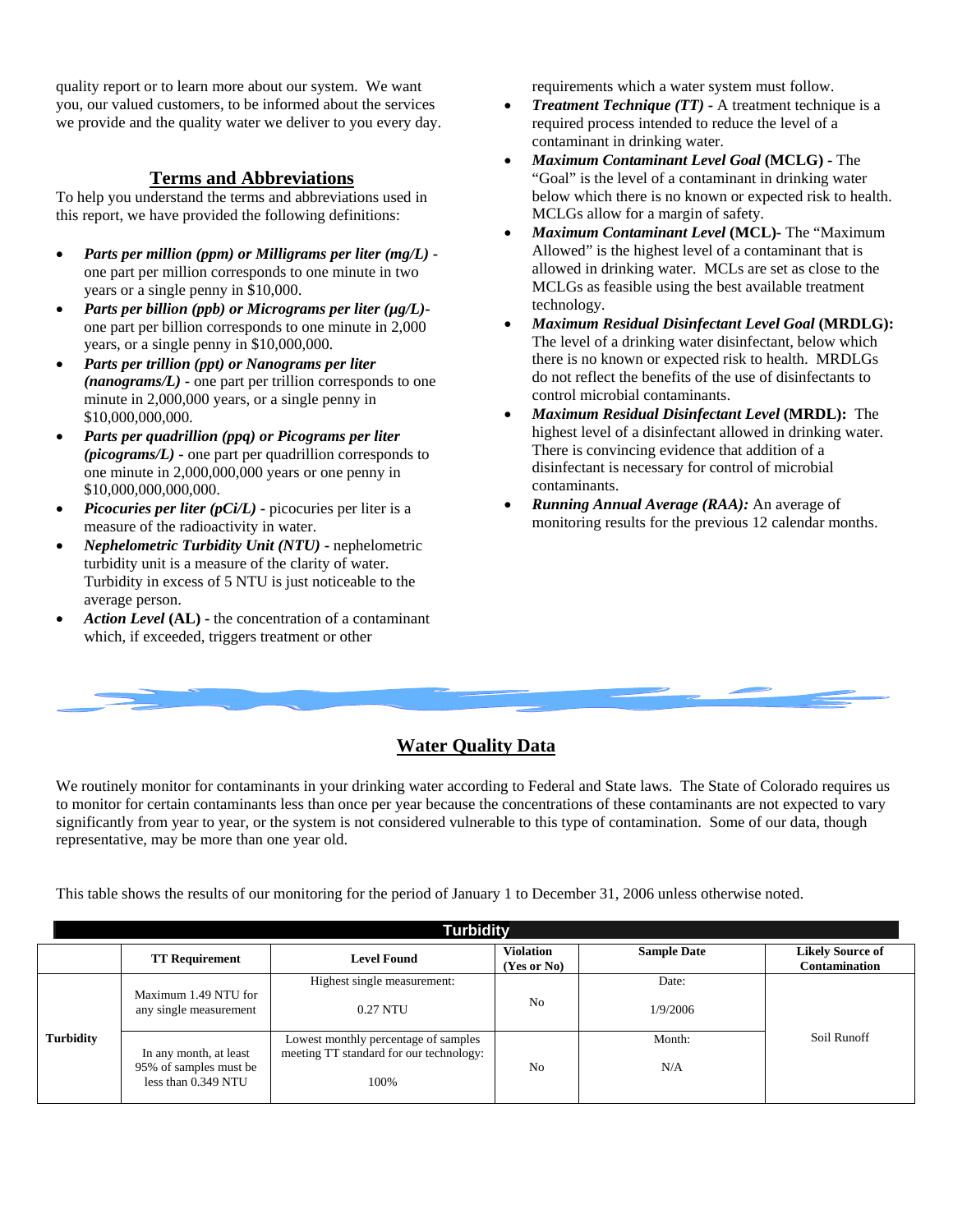quality report or to learn more about our system. We want you, our valued customers, to be informed about the services we provide and the quality water we deliver to you every day.

## Terms and Abbreviations

To help you understand the terms and abbreviations used in this report, we have provided the following definitions:

- ***Parts per million (ppm) or Milligrams per liter (mg/L)*** **-** one part per million corresponds to one minute in two years or a single penny in $10,000.
- ***Parts per billion (ppb) or Micrograms per liter (µg/L)*** **-** one part per billion corresponds to one minute in 2,000 years, or a single penny in $10,000,000.
- ***Parts per trillion (ppt) or Nanograms per liter (nanograms/L)*** **-** one part per trillion corresponds to one minute in 2,000,000 years, or a single penny in $10,000,000,000.
- ***Parts per quadrillion (ppq) or Picograms per liter (picograms/L)*** **-** one part per quadrillion corresponds to one minute in 2,000,000,000 years or one penny in $10,000,000,000,000.
- ***Picocuries per liter (pCi/L)*** **-** picocuries per liter is a measure of the radioactivity in water.
- ***Nephelometric Turbidity Unit (NTU)*** **-** nephelometric turbidity unit is a measure of the clarity of water. Turbidity in excess of 5 NTU is just noticeable to the average person.
- ***Action Level*** **(AL) -** the concentration of a contaminant which, if exceeded, triggers treatment or other requirements which a water system must follow.
- ***Treatment Technique (TT)*** **-** A treatment technique is a required process intended to reduce the level of a contaminant in drinking water.
- ***Maximum Contaminant Level Goal*** **(MCLG) -** The "Goal" is the level of a contaminant in drinking water below which there is no known or expected risk to health. MCLGs allow for a margin of safety.
- ***Maximum Contaminant Level*** **(MCL)-** The "Maximum Allowed" is the highest level of a contaminant that is allowed in drinking water. MCLs are set as close to the MCLGs as feasible using the best available treatment technology.
- ***Maximum Residual Disinfectant Level Goal*** **(MRDLG):** The level of a drinking water disinfectant, below which there is no known or expected risk to health. MRDLGs do not reflect the benefits of the use of disinfectants to control microbial contaminants.
- ***Maximum Residual Disinfectant Level*** **(MRDL):** The highest level of a disinfectant allowed in drinking water. There is convincing evidence that addition of a disinfectant is necessary for control of microbial contaminants.
- ***Running Annual Average (RAA):*** An average of monitoring results for the previous 12 calendar months.

## Water Quality Data

We routinely monitor for contaminants in your drinking water according to Federal and State laws. The State of Colorado requires us to monitor for certain contaminants less than once per year because the concentrations of these contaminants are not expected to vary significantly from year to year, or the system is not considered vulnerable to this type of contamination. Some of our data, though representative, may be more than one year old.

This table shows the results of our monitoring for the period of January 1 to December 31, 2006 unless otherwise noted.

| Turbidity | | | | | |
|---|---|---|---|---|---|
| | **TT Requirement** | **Level Found** | **Violation (Yes or No)** | **Sample Date** | **Likely Source of Contamination** |
| **Turbidity** | Maximum 1.49 NTU for any single measurement | Highest single measurement: 0.27 NTU | No | Date: 1/9/2006 | Soil Runoff |
| | In any month, at least 95% of samples must be less than 0.349 NTU | Lowest monthly percentage of samples meeting TT standard for our technology: 100% | No | Month: N/A | |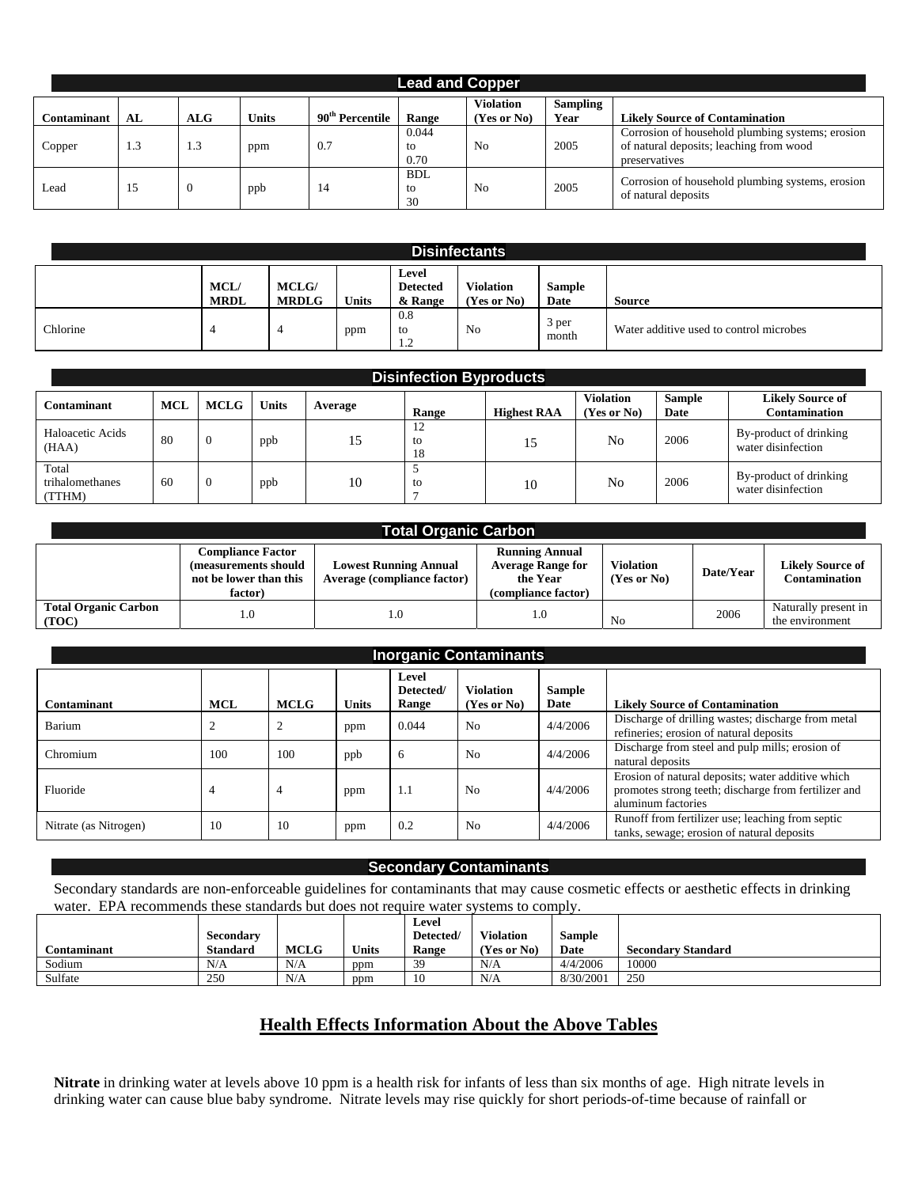## Lead and Copper

| Contaminant | AL | ALG | Units | 90th Percentile | Range | Violation (Yes or No) | Sampling Year | Likely Source of Contamination |
|---|---|---|---|---|---|---|---|---|
| Copper | 1.3 | 1.3 | ppm | 0.7 | 0.044 to 0.70 | No | 2005 | Corrosion of household plumbing systems; erosion of natural deposits; leaching from wood preservatives |
| Lead | 15 | 0 | ppb | 14 | BDL to 30 | No | 2005 | Corrosion of household plumbing systems, erosion of natural deposits |

## Disinfectants

| | MCL/ MRDL | MCLG/ MRDLG | Units | Level Detected & Range | Violation (Yes or No) | Sample Date | Source |
|---|---|---|---|---|---|---|---|
| Chlorine | 4 | 4 | ppm | 0.8 to 1.2 | No | 3 per month | Water additive used to control microbes |

## Disinfection Byproducts

| Contaminant | MCL | MCLG | Units | Average | Range | Highest RAA | Violation (Yes or No) | Sample Date | Likely Source of Contamination |
|---|---|---|---|---|---|---|---|---|---|
| Haloacetic Acids (HAA) | 80 | 0 | ppb | 15 | 12 to 18 | 15 | No | 2006 | By-product of drinking water disinfection |
| Total trihalomethanes (TTHM) | 60 | 0 | ppb | 10 | 5 to 7 | 10 | No | 2006 | By-product of drinking water disinfection |

## Total Organic Carbon

| | Compliance Factor (measurements should not be lower than this factor) | Lowest Running Annual Average (compliance factor) | Running Annual Average Range for the Year (compliance factor) | Violation (Yes or No) | Date/Year | Likely Source of Contamination |
|---|---|---|---|---|---|---|
| Total Organic Carbon (TOC) | 1.0 | 1.0 | 1.0 | No | 2006 | Naturally present in the environment |

## Inorganic Contaminants

| Contaminant | MCL | MCLG | Units | Level Detected/ Range | Violation (Yes or No) | Sample Date | Likely Source of Contamination |
|---|---|---|---|---|---|---|---|
| Barium | 2 | 2 | ppm | 0.044 | No | 4/4/2006 | Discharge of drilling wastes; discharge from metal refineries; erosion of natural deposits |
| Chromium | 100 | 100 | ppb | 6 | No | 4/4/2006 | Discharge from steel and pulp mills; erosion of natural deposits |
| Fluoride | 4 | 4 | ppm | 1.1 | No | 4/4/2006 | Erosion of natural deposits; water additive which promotes strong teeth; discharge from fertilizer and aluminum factories |
| Nitrate (as Nitrogen) | 10 | 10 | ppm | 0.2 | No | 4/4/2006 | Runoff from fertilizer use; leaching from septic tanks, sewage; erosion of natural deposits |

## Secondary Contaminants

Secondary standards are non-enforceable guidelines for contaminants that may cause cosmetic effects or aesthetic effects in drinking water. EPA recommends these standards but does not require water systems to comply.

| Contaminant | Secondary Standard | MCLG | Units | Level Detected/ Range | Violation (Yes or No) | Sample Date | Secondary Standard |
|---|---|---|---|---|---|---|---|
| Sodium | N/A | N/A | ppm | 39 | N/A | 4/4/2006 | 10000 |
| Sulfate | 250 | N/A | ppm | 10 | N/A | 8/30/2001 | 250 |

## Health Effects Information About the Above Tables

**Nitrate** in drinking water at levels above 10 ppm is a health risk for infants of less than six months of age. High nitrate levels in drinking water can cause blue baby syndrome. Nitrate levels may rise quickly for short periods-of-time because of rainfall or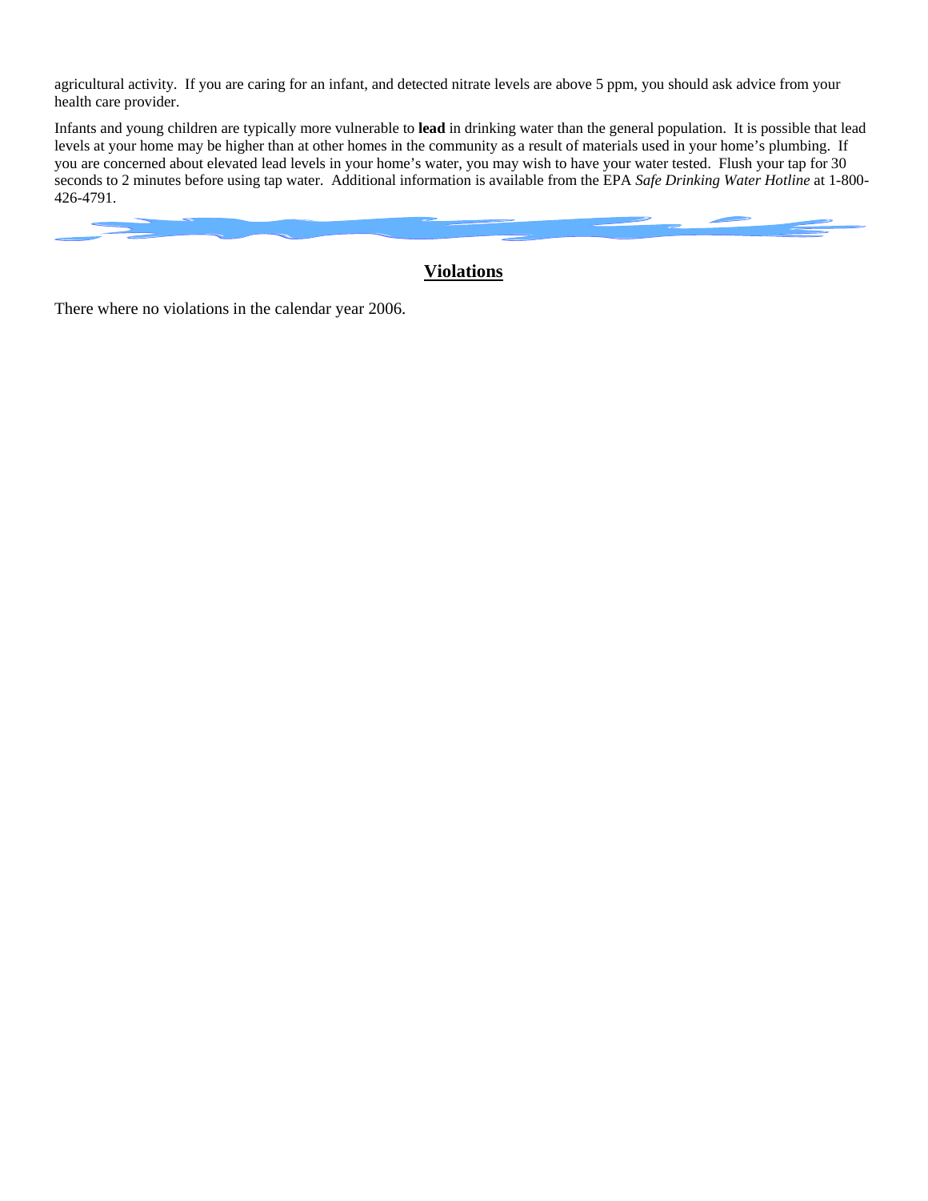agricultural activity. If you are caring for an infant, and detected nitrate levels are above 5 ppm, you should ask advice from your health care provider.

Infants and young children are typically more vulnerable to **lead** in drinking water than the general population. It is possible that lead levels at your home may be higher than at other homes in the community as a result of materials used in your home's plumbing. If you are concerned about elevated lead levels in your home's water, you may wish to have your water tested. Flush your tap for 30 seconds to 2 minutes before using tap water. Additional information is available from the EPA *Safe Drinking Water Hotline* at 1-800-426-4791.

## Violations

There where no violations in the calendar year 2006.